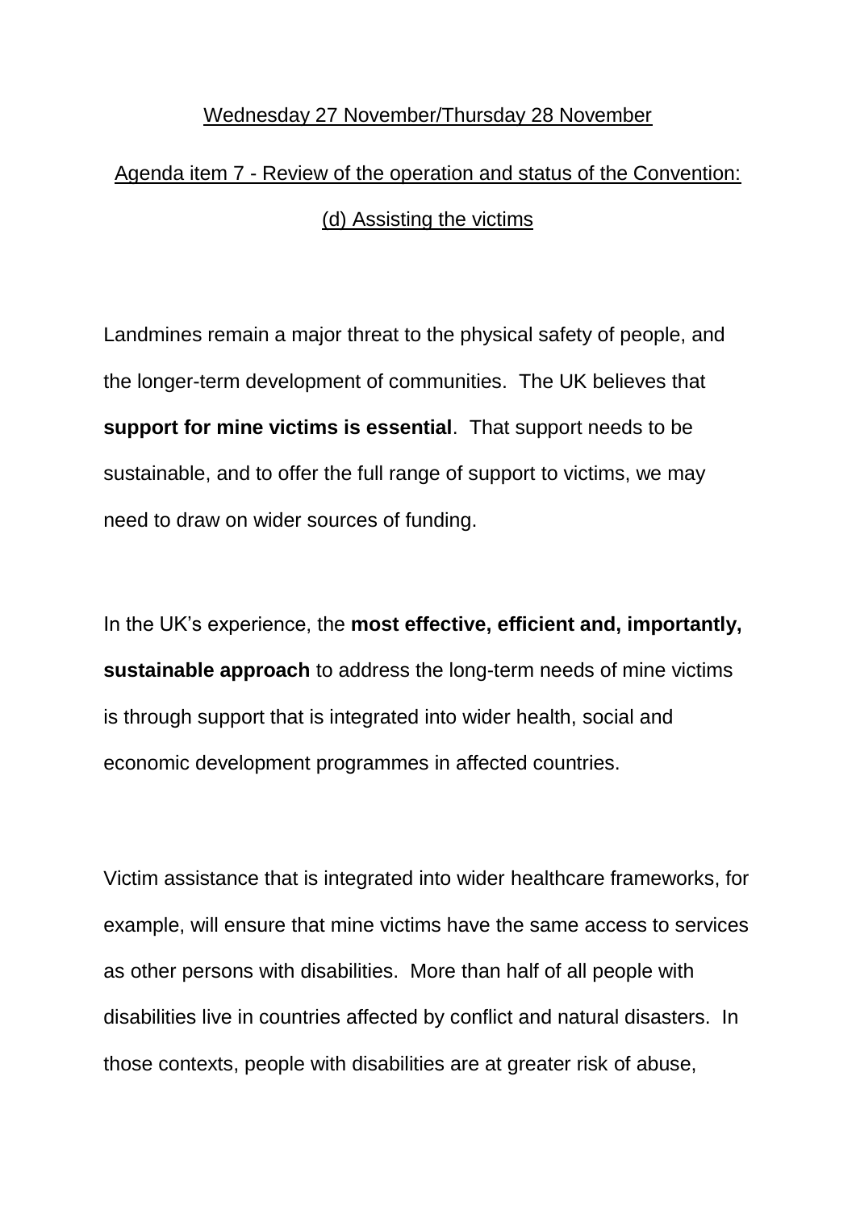Wednesday 27 November/Thursday 28 November

Agenda item 7 - Review of the operation and status of the Convention: (d) Assisting the victims

Landmines remain a major threat to the physical safety of people, and the longer-term development of communities. The UK believes that **support for mine victims is essential**. That support needs to be sustainable, and to offer the full range of support to victims, we may need to draw on wider sources of funding.

In the UK's experience, the **most effective, efficient and, importantly, sustainable approach** to address the long-term needs of mine victims is through support that is integrated into wider health, social and economic development programmes in affected countries.

Victim assistance that is integrated into wider healthcare frameworks, for example, will ensure that mine victims have the same access to services as other persons with disabilities. More than half of all people with disabilities live in countries affected by conflict and natural disasters. In those contexts, people with disabilities are at greater risk of abuse,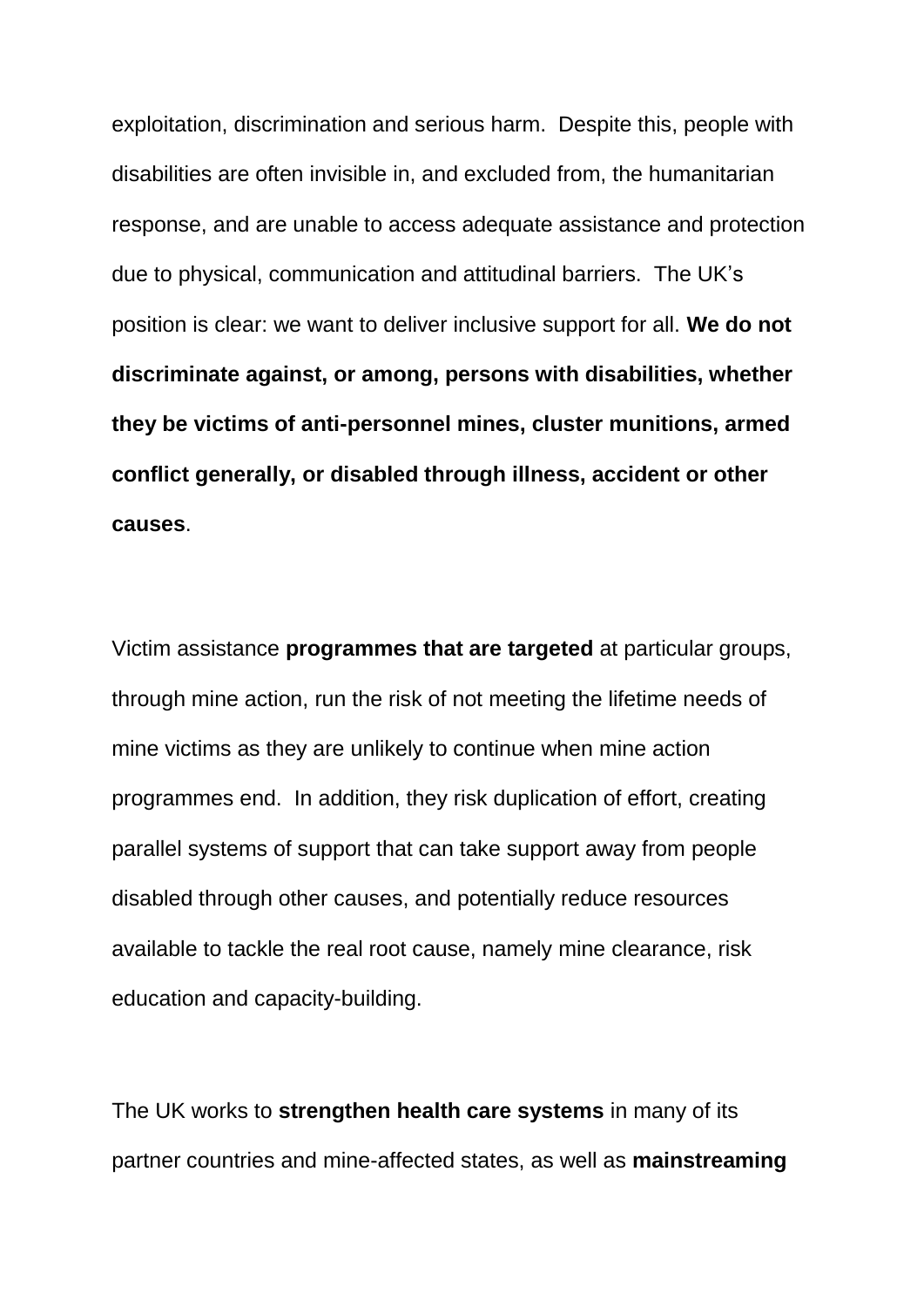exploitation, discrimination and serious harm. Despite this, people with disabilities are often invisible in, and excluded from, the humanitarian response, and are unable to access adequate assistance and protection due to physical, communication and attitudinal barriers. The UK's position is clear: we want to deliver inclusive support for all. **We do not discriminate against, or among, persons with disabilities, whether they be victims of anti-personnel mines, cluster munitions, armed conflict generally, or disabled through illness, accident or other causes**.

Victim assistance **programmes that are targeted** at particular groups, through mine action, run the risk of not meeting the lifetime needs of mine victims as they are unlikely to continue when mine action programmes end. In addition, they risk duplication of effort, creating parallel systems of support that can take support away from people disabled through other causes, and potentially reduce resources available to tackle the real root cause, namely mine clearance, risk education and capacity-building.

The UK works to **strengthen health care systems** in many of its partner countries and mine-affected states, as well as **mainstreaming**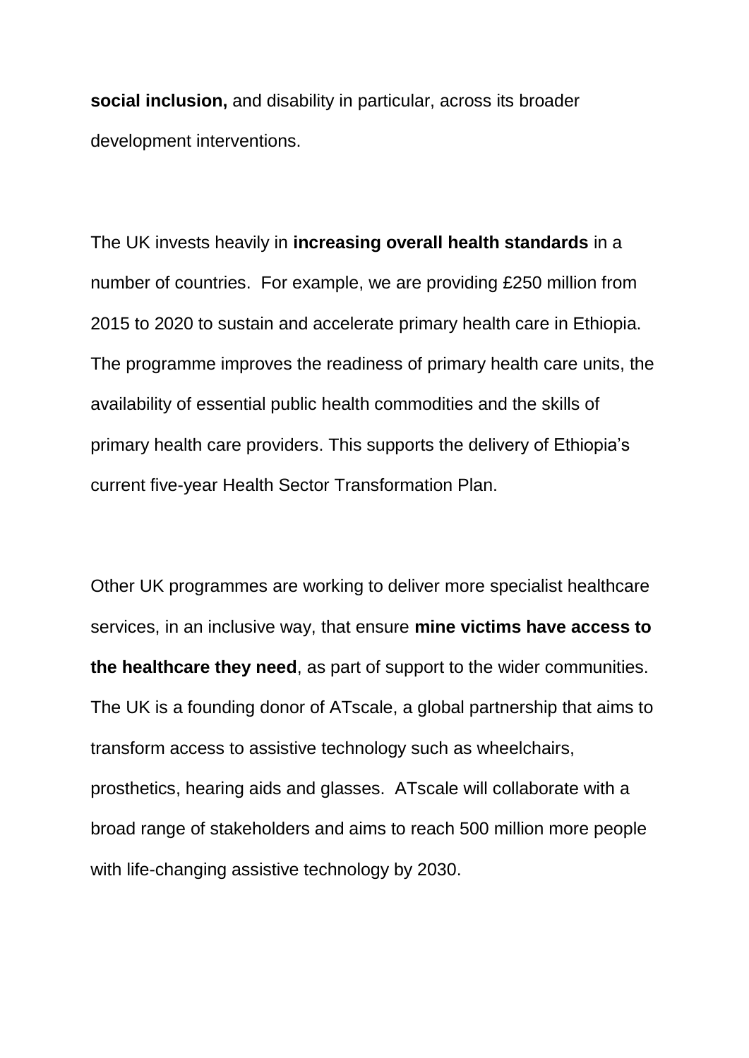**social inclusion,** and disability in particular, across its broader development interventions.

The UK invests heavily in **increasing overall health standards** in a number of countries.  For example, we are providing £250 million from 2015 to 2020 to sustain and accelerate primary health care in Ethiopia. The programme improves the readiness of primary health care units, the availability of essential public health commodities and the skills of primary health care providers. This supports the delivery of Ethiopia's current five-year Health Sector Transformation Plan.

Other UK programmes are working to deliver more specialist healthcare services, in an inclusive way, that ensure **mine victims have access to the healthcare they need**, as part of support to the wider communities. The UK is a founding donor of ATscale, a global partnership that aims to transform access to assistive technology such as wheelchairs, prosthetics, hearing aids and glasses.  ATscale will collaborate with a broad range of stakeholders and aims to reach 500 million more people with life-changing assistive technology by 2030.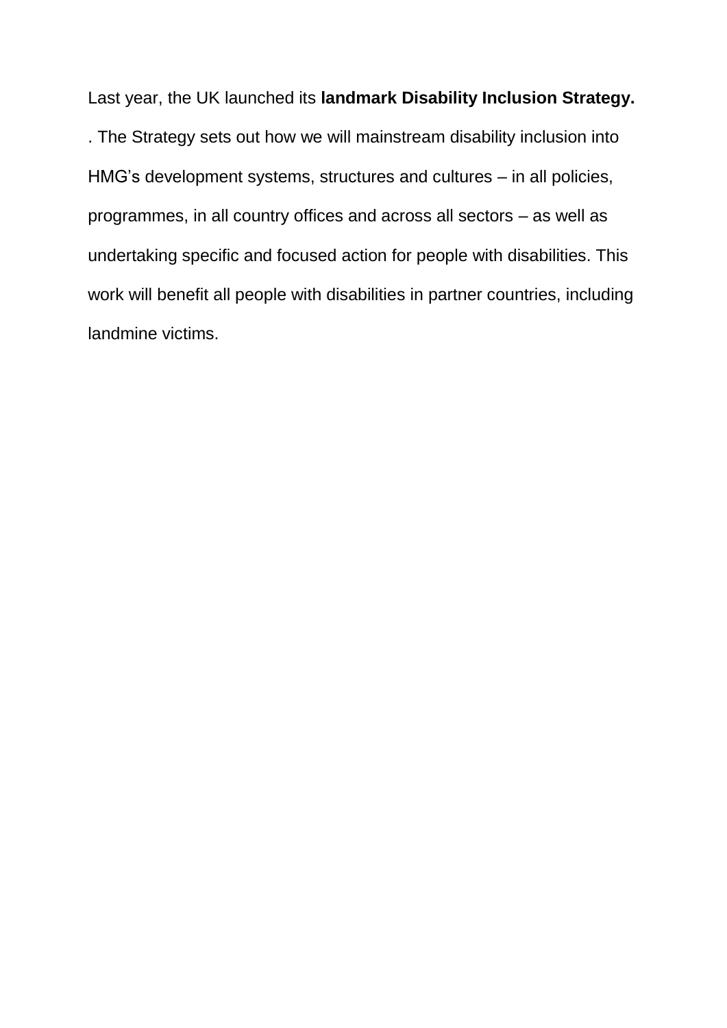Last year, the UK launched its **landmark Disability Inclusion Strategy.** . The Strategy sets out how we will mainstream disability inclusion into HMG's development systems, structures and cultures – in all policies, programmes, in all country offices and across all sectors – as well as undertaking specific and focused action for people with disabilities. This work will benefit all people with disabilities in partner countries, including landmine victims.